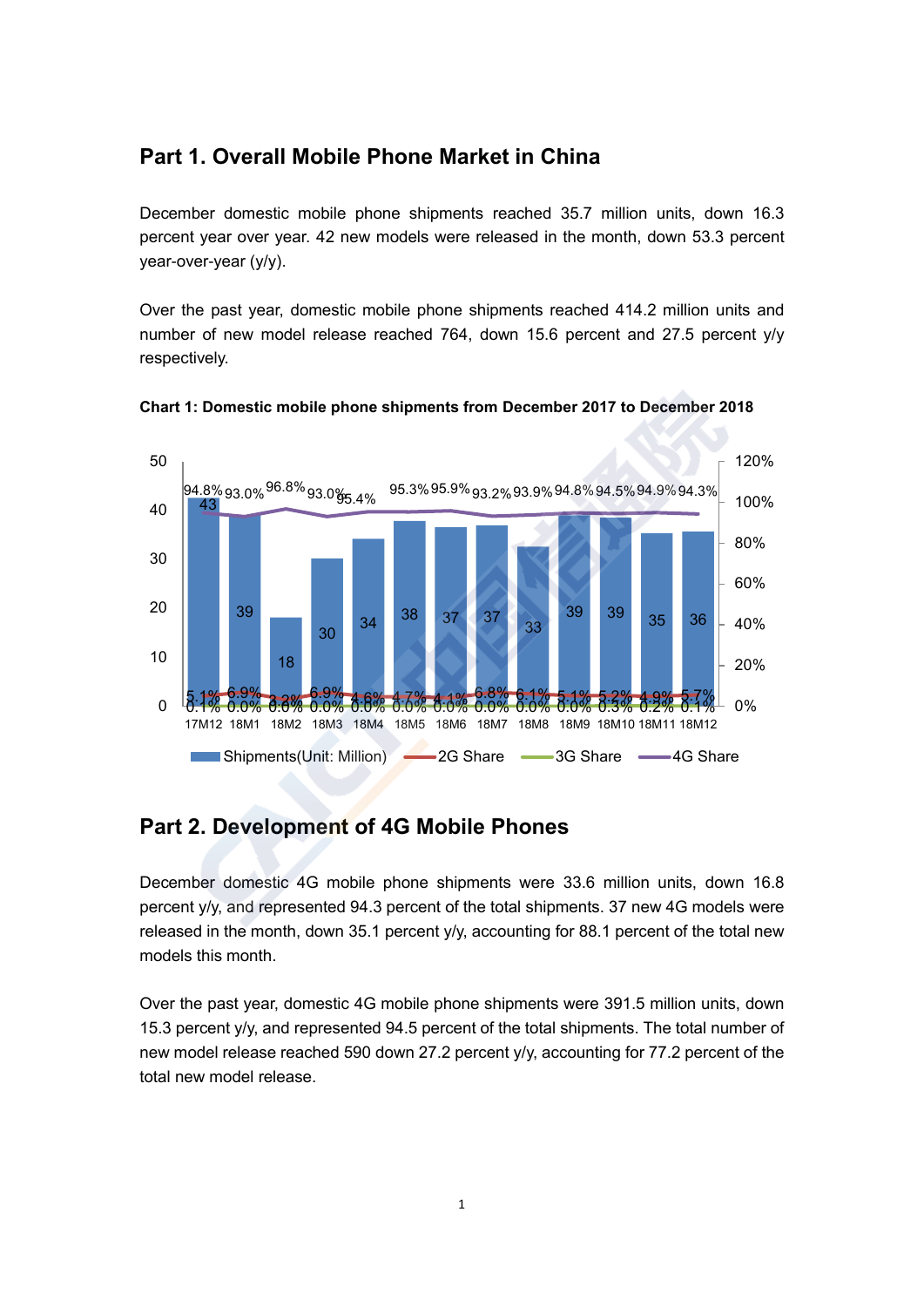## Part 1. Overall Mobile Phone Market in China

December domestic mobile phone shipments reached 35.7 million units, down 16.3 percent year over year. 42 new models were released in the month, down 53.3 percent year-over-year (y/y).

Over the past year, domestic mobile phone shipments reached 414.2 million units and number of new model release reached 764, down 15.6 percent and 27.5 percent y/y respectively.

**Chart 1: Domestic mobile phone shipments from December 2017 to December 2018**

| Month | Shipments (Unit: Million) | 2G Share | 3G Share | 4G Share |
|---|---|---|---|---|
| 17M12 | 43 | 5.1% | 0.1% | 94.8% |
| 18M1 | 39 | 6.9% | 0.0% | 93.0% |
| 18M2 | 18 | 3.2% | 0.0% | 96.8% |
| 18M3 | 30 | 6.9% | 0.0% | 93.0% |
| 18M4 | 34 | 4.6% | 0.0% | 95.4% |
| 18M5 | 38 | 4.7% | 0.0% | 95.3% |
| 18M6 | 37 | 4.1% | 0.0% | 95.9% |
| 18M7 | 37 | 6.8% | 0.0% | 93.2% |
| 18M8 | 33 | 6.1% | 0.0% | 93.9% |
| 18M9 | 39 | 5.1% | 0.0% | 94.8% |
| 18M10 | 39 | 5.2% | 0.3% | 94.5% |
| 18M11 | 35 | 4.9% | 0.2% | 94.9% |
| 18M12 | 36 | 5.7% | 0.1% | 94.3% |

## Part 2. Development of 4G Mobile Phones

December domestic 4G mobile phone shipments were 33.6 million units, down 16.8 percent y/y, and represented 94.3 percent of the total shipments. 37 new 4G models were released in the month, down 35.1 percent y/y, accounting for 88.1 percent of the total new models this month.

Over the past year, domestic 4G mobile phone shipments were 391.5 million units, down 15.3 percent y/y, and represented 94.5 percent of the total shipments. The total number of new model release reached 590 down 27.2 percent y/y, accounting for 77.2 percent of the total new model release.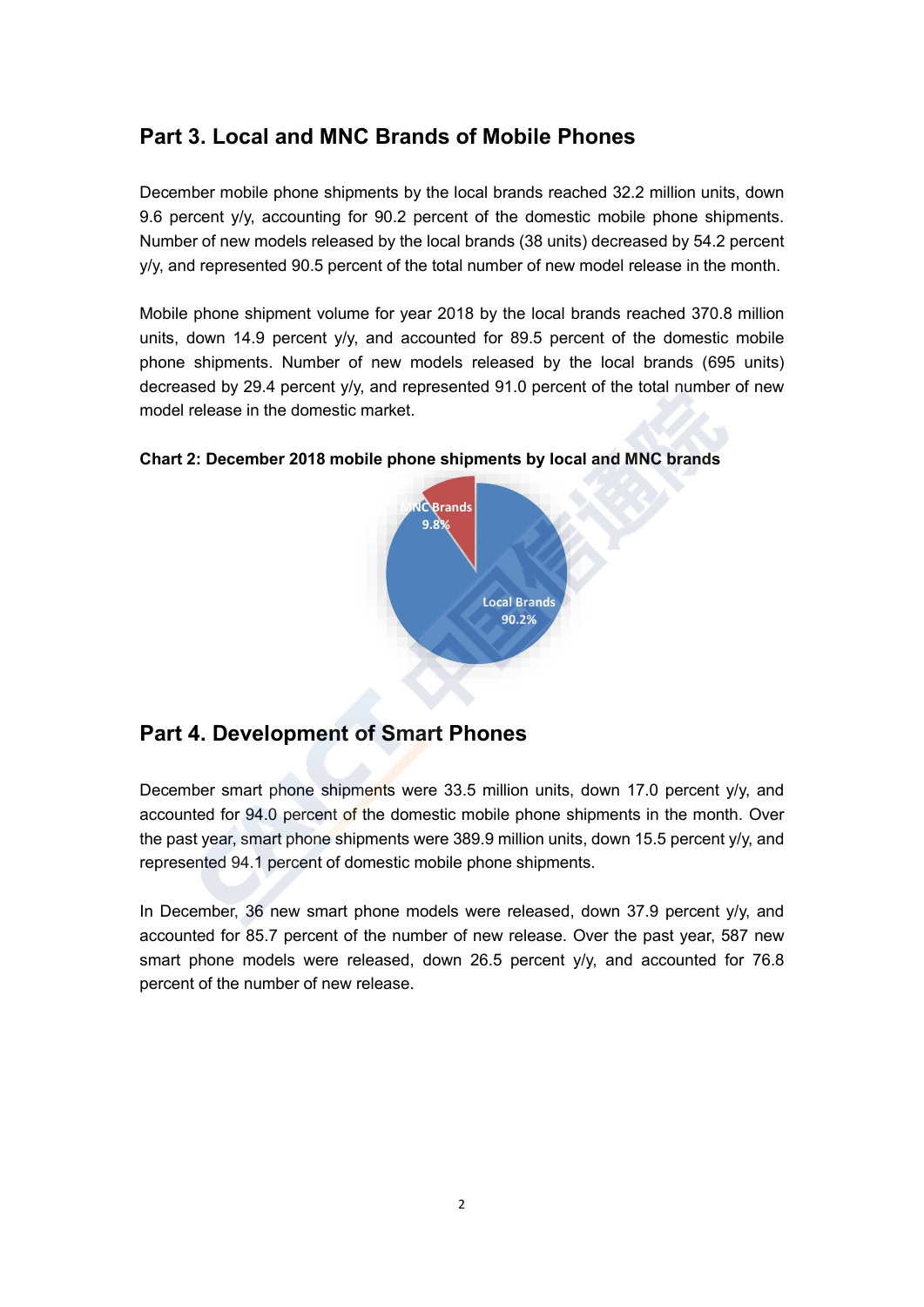## Part 3. Local and MNC Brands of Mobile Phones

December mobile phone shipments by the local brands reached 32.2 million units, down 9.6 percent y/y, accounting for 90.2 percent of the domestic mobile phone shipments. Number of new models released by the local brands (38 units) decreased by 54.2 percent y/y, and represented 90.5 percent of the total number of new model release in the month.

Mobile phone shipment volume for year 2018 by the local brands reached 370.8 million units, down 14.9 percent y/y, and accounted for 89.5 percent of the domestic mobile phone shipments. Number of new models released by the local brands (695 units) decreased by 29.4 percent y/y, and represented 91.0 percent of the total number of new model release in the domestic market.

**Chart 2: December 2018 mobile phone shipments by local and MNC brands**

MNC Brands
9.8%

Local Brands
90.2%

## Part 4. Development of Smart Phones

December smart phone shipments were 33.5 million units, down 17.0 percent y/y, and accounted for 94.0 percent of the domestic mobile phone shipments in the month. Over the past year, smart phone shipments were 389.9 million units, down 15.5 percent y/y, and represented 94.1 percent of domestic mobile phone shipments.

In December, 36 new smart phone models were released, down 37.9 percent y/y, and accounted for 85.7 percent of the number of new release. Over the past year, 587 new smart phone models were released, down 26.5 percent y/y, and accounted for 76.8 percent of the number of new release.